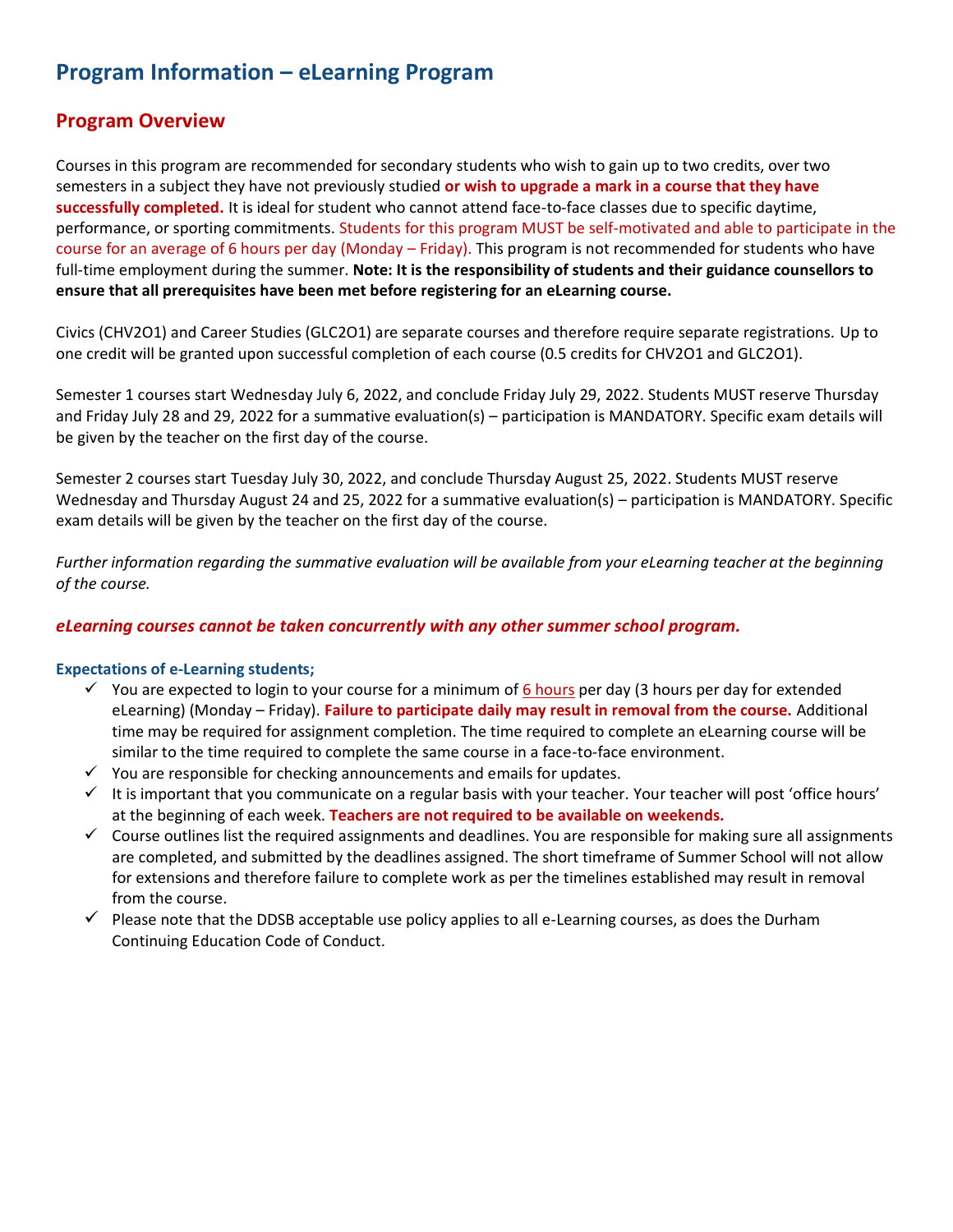# Program Information – eLearning Program

## Program Overview

Courses in this program are recommended for secondary students who wish to gain up to two credits, over two semesters in a subject they have not previously studied **or wish to upgrade a mark in a course that they have successfully completed.** It is ideal for student who cannot attend face-to-face classes due to specific daytime, performance, or sporting commitments. Students for this program MUST be self-motivated and able to participate in the course for an average of 6 hours per day (Monday – Friday). This program is not recommended for students who have full-time employment during the summer. **Note: It is the responsibility of students and their guidance counsellors to ensure that all prerequisites have been met before registering for an eLearning course.**

Civics (CHV2O1) and Career Studies (GLC2O1) are separate courses and therefore require separate registrations. Up to one credit will be granted upon successful completion of each course (0.5 credits for CHV2O1 and GLC2O1).

Semester 1 courses start Wednesday July 6, 2022, and conclude Friday July 29, 2022. Students MUST reserve Thursday and Friday July 28 and 29, 2022 for a summative evaluation(s) – participation is MANDATORY. Specific exam details will be given by the teacher on the first day of the course.

Semester 2 courses start Tuesday July 30, 2022, and conclude Thursday August 25, 2022. Students MUST reserve Wednesday and Thursday August 24 and 25, 2022 for a summative evaluation(s) – participation is MANDATORY. Specific exam details will be given by the teacher on the first day of the course.

*Further information regarding the summative evaluation will be available from your eLearning teacher at the beginning of the course.*

***eLearning courses cannot be taken concurrently with any other summer school program.***

### Expectations of e-Learning students;

- ✓ You are expected to login to your course for a minimum of 6 hours per day (3 hours per day for extended eLearning) (Monday – Friday). **Failure to participate daily may result in removal from the course.** Additional time may be required for assignment completion. The time required to complete an eLearning course will be similar to the time required to complete the same course in a face-to-face environment.
- ✓ You are responsible for checking announcements and emails for updates.
- ✓ It is important that you communicate on a regular basis with your teacher. Your teacher will post 'office hours' at the beginning of each week. **Teachers are not required to be available on weekends.**
- ✓ Course outlines list the required assignments and deadlines. You are responsible for making sure all assignments are completed, and submitted by the deadlines assigned. The short timeframe of Summer School will not allow for extensions and therefore failure to complete work as per the timelines established may result in removal from the course.
- ✓ Please note that the DDSB acceptable use policy applies to all e-Learning courses, as does the Durham Continuing Education Code of Conduct.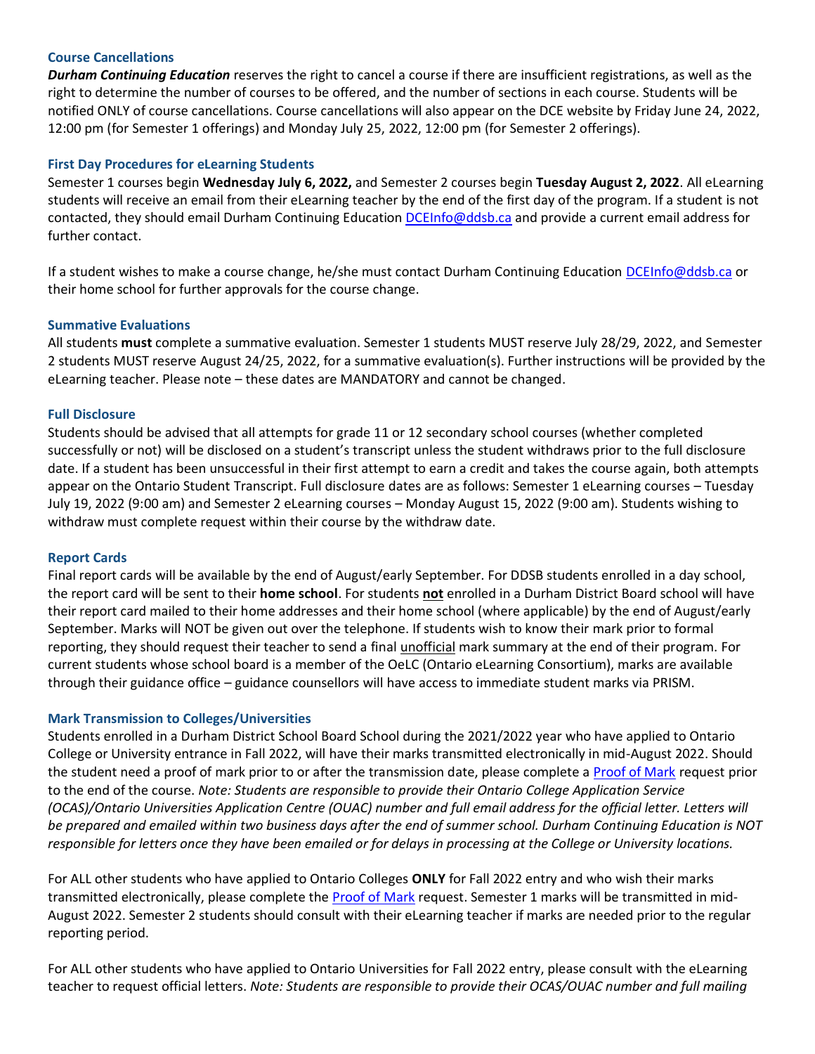### Course Cancellations

***Durham Continuing Education*** reserves the right to cancel a course if there are insufficient registrations, as well as the right to determine the number of courses to be offered, and the number of sections in each course. Students will be notified ONLY of course cancellations. Course cancellations will also appear on the DCE website by Friday June 24, 2022, 12:00 pm (for Semester 1 offerings) and Monday July 25, 2022, 12:00 pm (for Semester 2 offerings).

### First Day Procedures for eLearning Students

Semester 1 courses begin **Wednesday July 6, 2022,** and Semester 2 courses begin **Tuesday August 2, 2022**. All eLearning students will receive an email from their eLearning teacher by the end of the first day of the program. If a student is not contacted, they should email Durham Continuing Education [DCEInfo@ddsb.ca](mailto:DCEInfo@ddsb.ca) and provide a current email address for further contact.

If a student wishes to make a course change, he/she must contact Durham Continuing Education [DCEInfo@ddsb.ca](mailto:DCEInfo@ddsb.ca) or their home school for further approvals for the course change.

### Summative Evaluations

All students **must** complete a summative evaluation. Semester 1 students MUST reserve July 28/29, 2022, and Semester 2 students MUST reserve August 24/25, 2022, for a summative evaluation(s). Further instructions will be provided by the eLearning teacher. Please note – these dates are MANDATORY and cannot be changed.

### Full Disclosure

Students should be advised that all attempts for grade 11 or 12 secondary school courses (whether completed successfully or not) will be disclosed on a student's transcript unless the student withdraws prior to the full disclosure date. If a student has been unsuccessful in their first attempt to earn a credit and takes the course again, both attempts appear on the Ontario Student Transcript. Full disclosure dates are as follows: Semester 1 eLearning courses – Tuesday July 19, 2022 (9:00 am) and Semester 2 eLearning courses – Monday August 15, 2022 (9:00 am). Students wishing to withdraw must complete request within their course by the withdraw date.

### Report Cards

Final report cards will be available by the end of August/early September. For DDSB students enrolled in a day school, the report card will be sent to their **home school**. For students **<u>not</u>** enrolled in a Durham District Board school will have their report card mailed to their home addresses and their home school (where applicable) by the end of August/early September. Marks will NOT be given out over the telephone. If students wish to know their mark prior to formal reporting, they should request their teacher to send a final <u>unofficial</u> mark summary at the end of their program. For current students whose school board is a member of the OeLC (Ontario eLearning Consortium), marks are available through their guidance office – guidance counsellors will have access to immediate student marks via PRISM.

### Mark Transmission to Colleges/Universities

Students enrolled in a Durham District School Board School during the 2021/2022 year who have applied to Ontario College or University entrance in Fall 2022, will have their marks transmitted electronically in mid-August 2022. Should the student need a proof of mark prior to or after the transmission date, please complete a Proof of Mark request prior to the end of the course. *Note: Students are responsible to provide their Ontario College Application Service (OCAS)/Ontario Universities Application Centre (OUAC) number and full email address for the official letter. Letters will be prepared and emailed within two business days after the end of summer school. Durham Continuing Education is NOT responsible for letters once they have been emailed or for delays in processing at the College or University locations.*

For ALL other students who have applied to Ontario Colleges **ONLY** for Fall 2022 entry and who wish their marks transmitted electronically, please complete the Proof of Mark request. Semester 1 marks will be transmitted in mid-August 2022. Semester 2 students should consult with their eLearning teacher if marks are needed prior to the regular reporting period.

For ALL other students who have applied to Ontario Universities for Fall 2022 entry, please consult with the eLearning teacher to request official letters. *Note: Students are responsible to provide their OCAS/OUAC number and full mailing*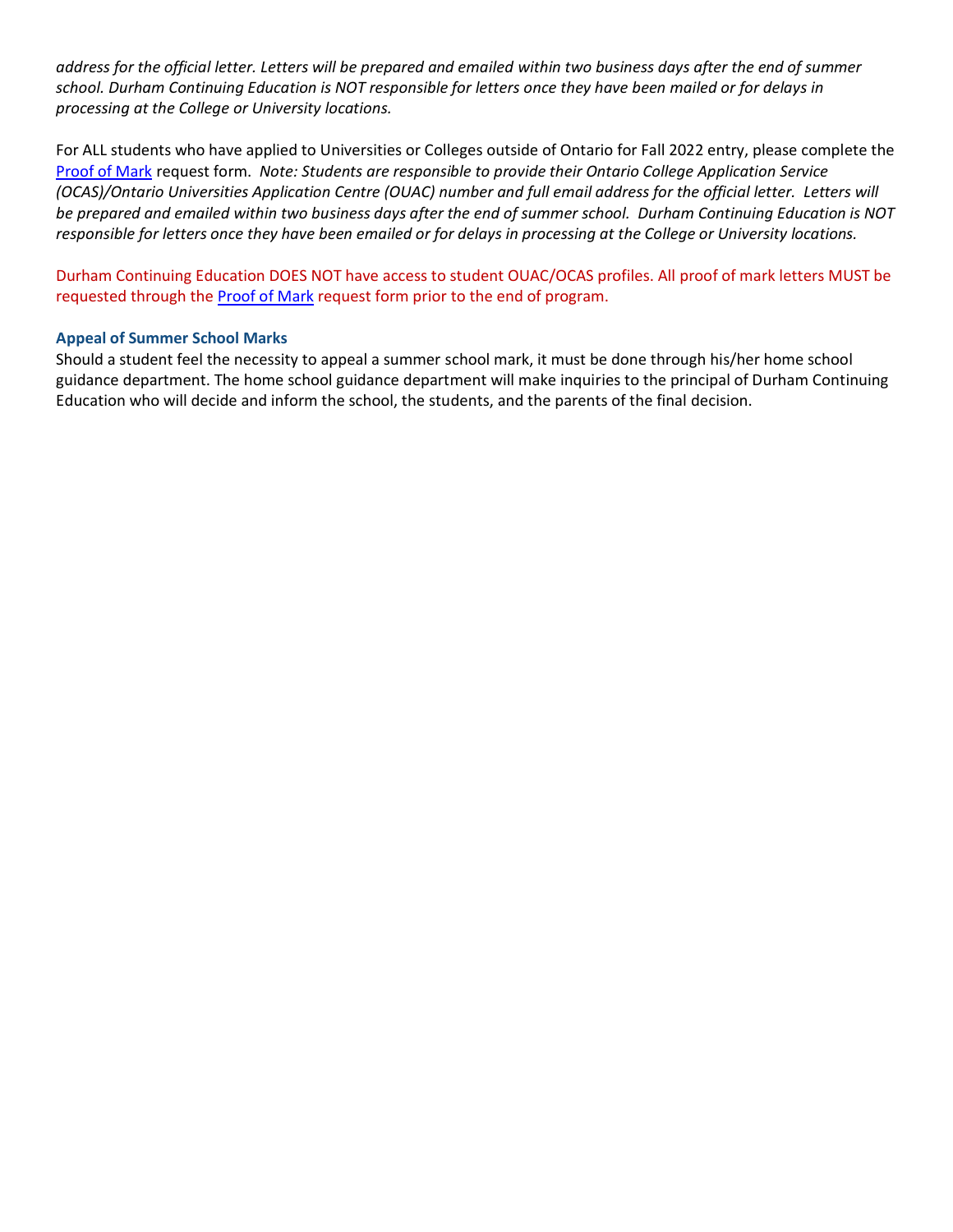*address for the official letter. Letters will be prepared and emailed within two business days after the end of summer school. Durham Continuing Education is NOT responsible for letters once they have been mailed or for delays in processing at the College or University locations.*

For ALL students who have applied to Universities or Colleges outside of Ontario for Fall 2022 entry, please complete the [Proof of Mark]() request form. *Note: Students are responsible to provide their Ontario College Application Service (OCAS)/Ontario Universities Application Centre (OUAC) number and full email address for the official letter. Letters will be prepared and emailed within two business days after the end of summer school. Durham Continuing Education is NOT responsible for letters once they have been emailed or for delays in processing at the College or University locations.*

Durham Continuing Education DOES NOT have access to student OUAC/OCAS profiles. All proof of mark letters MUST be requested through the [Proof of Mark]() request form prior to the end of program.

### Appeal of Summer School Marks

Should a student feel the necessity to appeal a summer school mark, it must be done through his/her home school guidance department. The home school guidance department will make inquiries to the principal of Durham Continuing Education who will decide and inform the school, the students, and the parents of the final decision.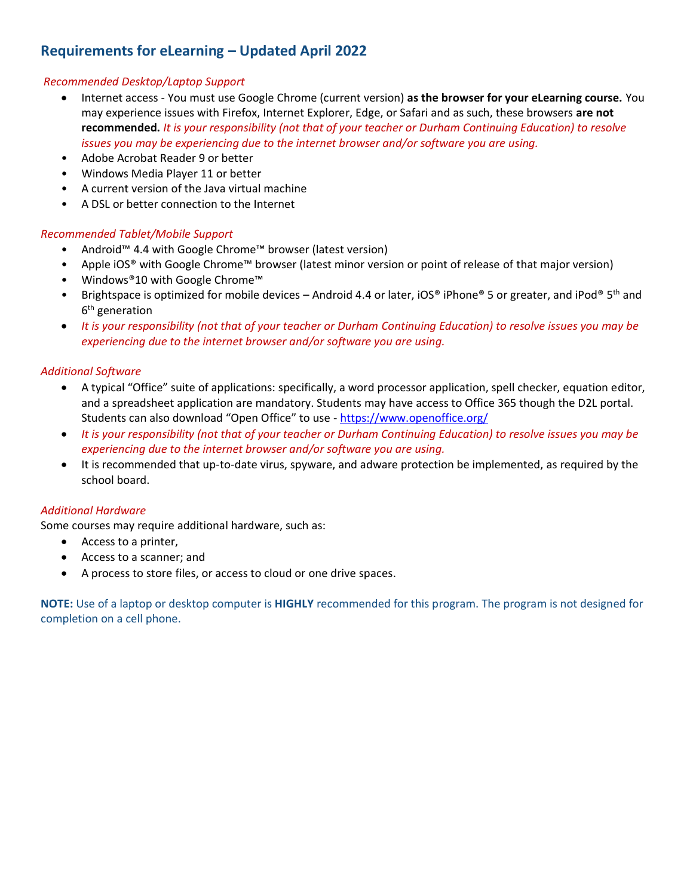## Requirements for eLearning – Updated April 2022

*Recommended Desktop/Laptop Support*

- Internet access - You must use Google Chrome (current version) **as the browser for your eLearning course.** You may experience issues with Firefox, Internet Explorer, Edge, or Safari and as such, these browsers **are not recommended.** *It is your responsibility (not that of your teacher or Durham Continuing Education) to resolve issues you may be experiencing due to the internet browser and/or software you are using.*
- Adobe Acrobat Reader 9 or better
- Windows Media Player 11 or better
- A current version of the Java virtual machine
- A DSL or better connection to the Internet

*Recommended Tablet/Mobile Support*

- Android™ 4.4 with Google Chrome™ browser (latest version)
- Apple iOS® with Google Chrome™ browser (latest minor version or point of release of that major version)
- Windows®10 with Google Chrome™
- Brightspace is optimized for mobile devices – Android 4.4 or later, iOS® iPhone® 5 or greater, and iPod® 5th and 6th generation
- *It is your responsibility (not that of your teacher or Durham Continuing Education) to resolve issues you may be experiencing due to the internet browser and/or software you are using.*

*Additional Software*

- A typical "Office" suite of applications: specifically, a word processor application, spell checker, equation editor, and a spreadsheet application are mandatory. Students may have access to Office 365 though the D2L portal. Students can also download "Open Office" to use - [https://www.openoffice.org/](https://www.openoffice.org/)
- *It is your responsibility (not that of your teacher or Durham Continuing Education) to resolve issues you may be experiencing due to the internet browser and/or software you are using.*
- It is recommended that up-to-date virus, spyware, and adware protection be implemented, as required by the school board.

*Additional Hardware*

Some courses may require additional hardware, such as:

- Access to a printer,
- Access to a scanner; and
- A process to store files, or access to cloud or one drive spaces.

**NOTE:** Use of a laptop or desktop computer is **HIGHLY** recommended for this program. The program is not designed for completion on a cell phone.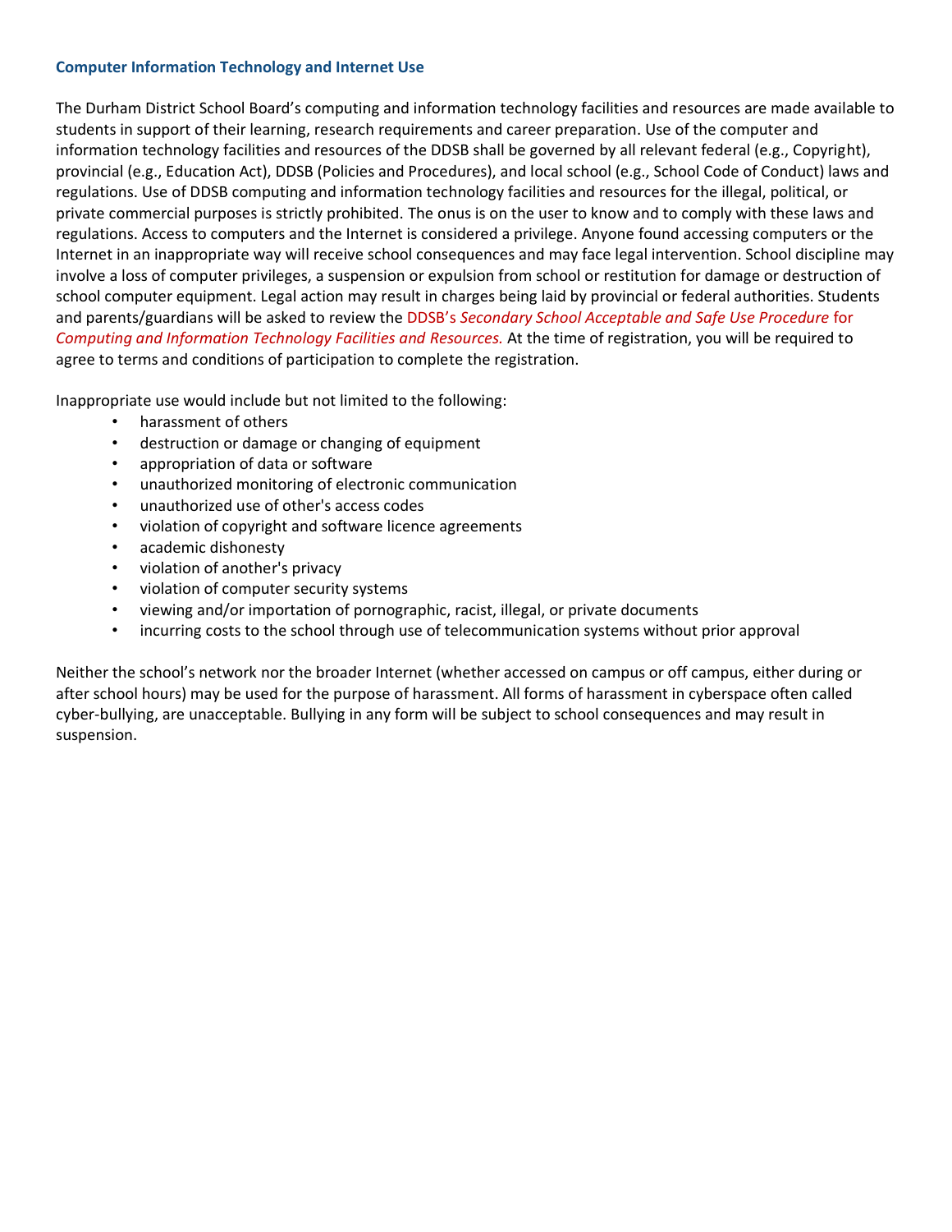### Computer Information Technology and Internet Use

The Durham District School Board's computing and information technology facilities and resources are made available to students in support of their learning, research requirements and career preparation. Use of the computer and information technology facilities and resources of the DDSB shall be governed by all relevant federal (e.g., Copyright), provincial (e.g., Education Act), DDSB (Policies and Procedures), and local school (e.g., School Code of Conduct) laws and regulations. Use of DDSB computing and information technology facilities and resources for the illegal, political, or private commercial purposes is strictly prohibited. The onus is on the user to know and to comply with these laws and regulations. Access to computers and the Internet is considered a privilege. Anyone found accessing computers or the Internet in an inappropriate way will receive school consequences and may face legal intervention. School discipline may involve a loss of computer privileges, a suspension or expulsion from school or restitution for damage or destruction of school computer equipment. Legal action may result in charges being laid by provincial or federal authorities. Students and parents/guardians will be asked to review the DDSB's *Secondary School Acceptable and Safe Use Procedure* for *Computing and Information Technology Facilities and Resources.* At the time of registration, you will be required to agree to terms and conditions of participation to complete the registration.

Inappropriate use would include but not limited to the following:

- harassment of others
- destruction or damage or changing of equipment
- appropriation of data or software
- unauthorized monitoring of electronic communication
- unauthorized use of other's access codes
- violation of copyright and software licence agreements
- academic dishonesty
- violation of another's privacy
- violation of computer security systems
- viewing and/or importation of pornographic, racist, illegal, or private documents
- incurring costs to the school through use of telecommunication systems without prior approval

Neither the school's network nor the broader Internet (whether accessed on campus or off campus, either during or after school hours) may be used for the purpose of harassment. All forms of harassment in cyberspace often called cyber-bullying, are unacceptable. Bullying in any form will be subject to school consequences and may result in suspension.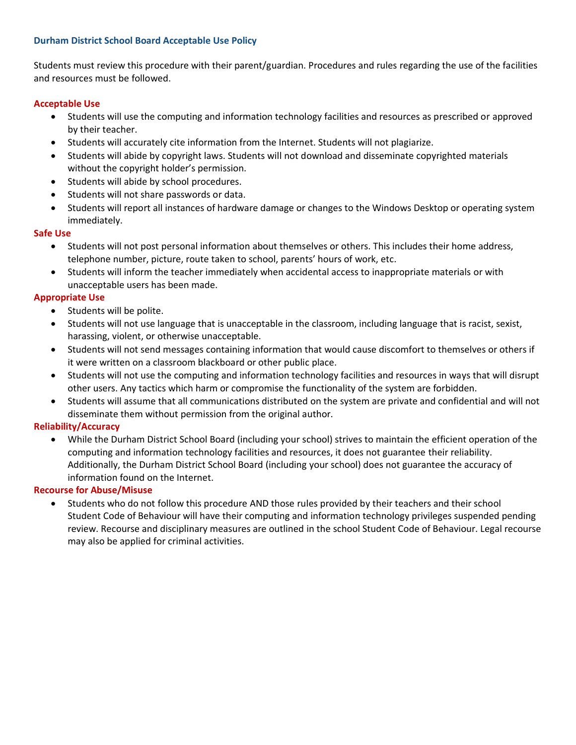## Durham District School Board Acceptable Use Policy

Students must review this procedure with their parent/guardian. Procedures and rules regarding the use of the facilities and resources must be followed.

### Acceptable Use

- Students will use the computing and information technology facilities and resources as prescribed or approved by their teacher.
- Students will accurately cite information from the Internet. Students will not plagiarize.
- Students will abide by copyright laws. Students will not download and disseminate copyrighted materials without the copyright holder's permission.
- Students will abide by school procedures.
- Students will not share passwords or data.
- Students will report all instances of hardware damage or changes to the Windows Desktop or operating system immediately.

### Safe Use

- Students will not post personal information about themselves or others. This includes their home address, telephone number, picture, route taken to school, parents' hours of work, etc.
- Students will inform the teacher immediately when accidental access to inappropriate materials or with unacceptable users has been made.

### Appropriate Use

- Students will be polite.
- Students will not use language that is unacceptable in the classroom, including language that is racist, sexist, harassing, violent, or otherwise unacceptable.
- Students will not send messages containing information that would cause discomfort to themselves or others if it were written on a classroom blackboard or other public place.
- Students will not use the computing and information technology facilities and resources in ways that will disrupt other users. Any tactics which harm or compromise the functionality of the system are forbidden.
- Students will assume that all communications distributed on the system are private and confidential and will not disseminate them without permission from the original author.

### Reliability/Accuracy

- While the Durham District School Board (including your school) strives to maintain the efficient operation of the computing and information technology facilities and resources, it does not guarantee their reliability. Additionally, the Durham District School Board (including your school) does not guarantee the accuracy of information found on the Internet.

### Recourse for Abuse/Misuse

- Students who do not follow this procedure AND those rules provided by their teachers and their school Student Code of Behaviour will have their computing and information technology privileges suspended pending review. Recourse and disciplinary measures are outlined in the school Student Code of Behaviour. Legal recourse may also be applied for criminal activities.